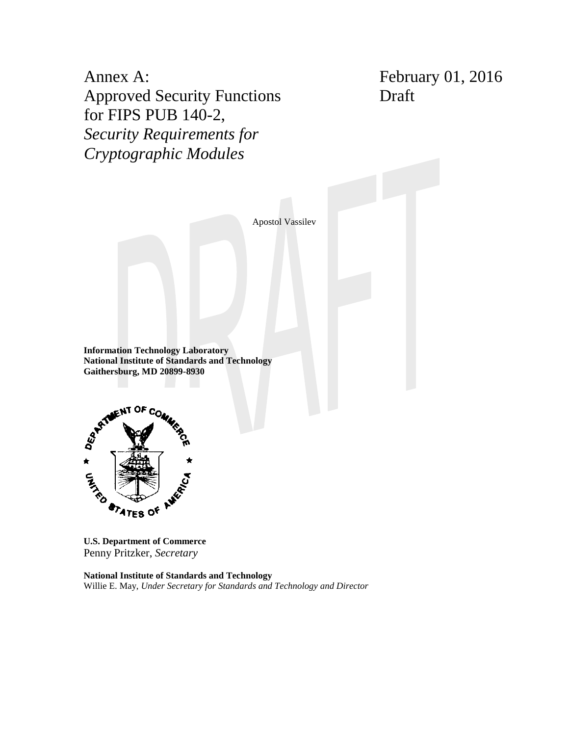# Annex A: Approved Security Functions for FIPS PUB 140-2, *Security Requirements for Cryptographic Modules*

February 01, 2016
Draft

Apostol Vassilev

**Information Technology Laboratory**
**National Institute of Standards and Technology**
**Gaithersburg, MD 20899-8930**

**U.S. Department of Commerce**
Penny Pritzker, *Secretary*

**National Institute of Standards and Technology**
Willie E. May, *Under Secretary for Standards and Technology and Director*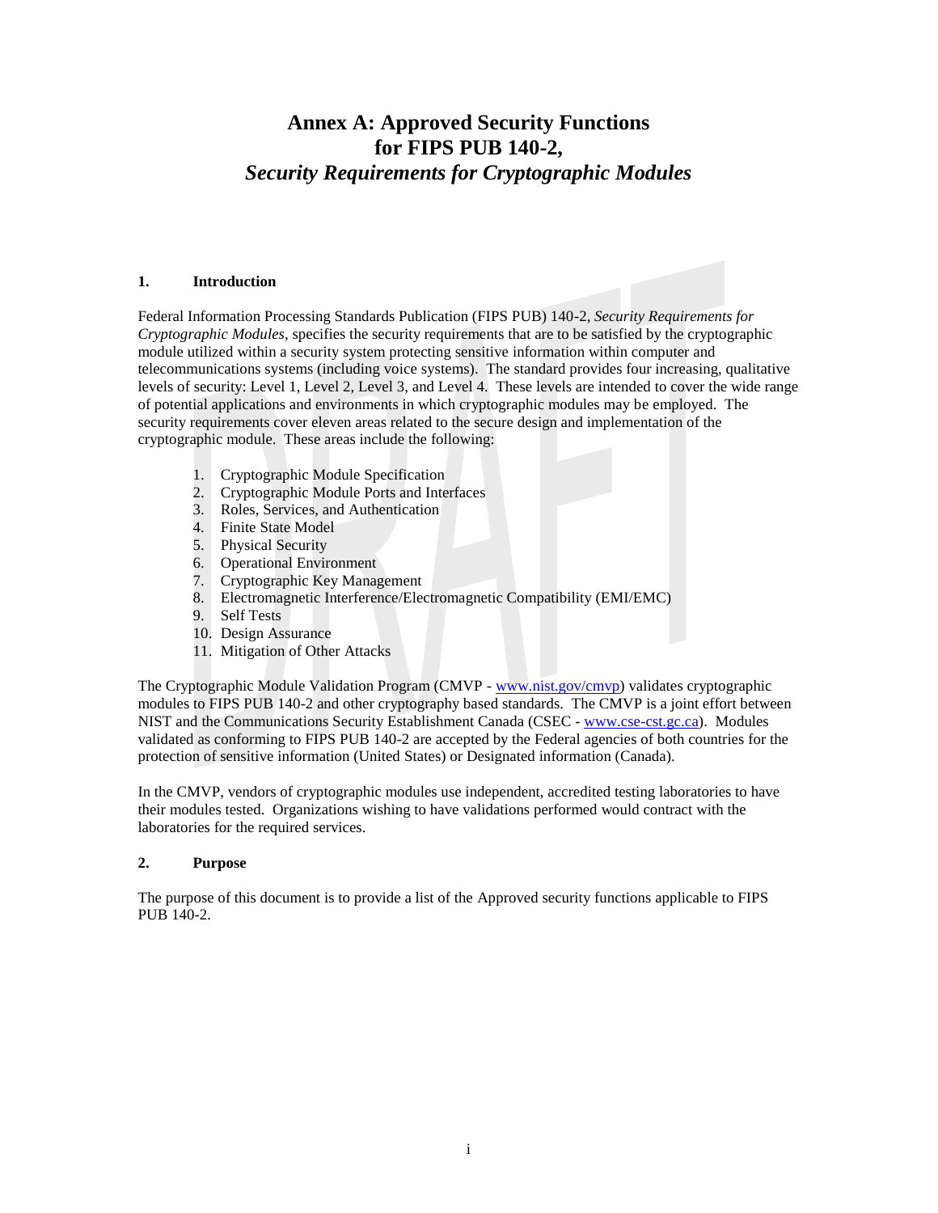# Annex A: Approved Security Functions for FIPS PUB 140-2, *Security Requirements for Cryptographic Modules*

## 1. Introduction

Federal Information Processing Standards Publication (FIPS PUB) 140-2, *Security Requirements for Cryptographic Modules*, specifies the security requirements that are to be satisfied by the cryptographic module utilized within a security system protecting sensitive information within computer and telecommunications systems (including voice systems). The standard provides four increasing, qualitative levels of security: Level 1, Level 2, Level 3, and Level 4. These levels are intended to cover the wide range of potential applications and environments in which cryptographic modules may be employed. The security requirements cover eleven areas related to the secure design and implementation of the cryptographic module. These areas include the following:

1. Cryptographic Module Specification
2. Cryptographic Module Ports and Interfaces
3. Roles, Services, and Authentication
4. Finite State Model
5. Physical Security
6. Operational Environment
7. Cryptographic Key Management
8. Electromagnetic Interference/Electromagnetic Compatibility (EMI/EMC)
9. Self Tests
10. Design Assurance
11. Mitigation of Other Attacks

The Cryptographic Module Validation Program (CMVP - www.nist.gov/cmvp) validates cryptographic modules to FIPS PUB 140-2 and other cryptography based standards. The CMVP is a joint effort between NIST and the Communications Security Establishment Canada (CSEC - www.cse-cst.gc.ca). Modules validated as conforming to FIPS PUB 140-2 are accepted by the Federal agencies of both countries for the protection of sensitive information (United States) or Designated information (Canada).

In the CMVP, vendors of cryptographic modules use independent, accredited testing laboratories to have their modules tested. Organizations wishing to have validations performed would contract with the laboratories for the required services.

## 2. Purpose

The purpose of this document is to provide a list of the Approved security functions applicable to FIPS PUB 140-2.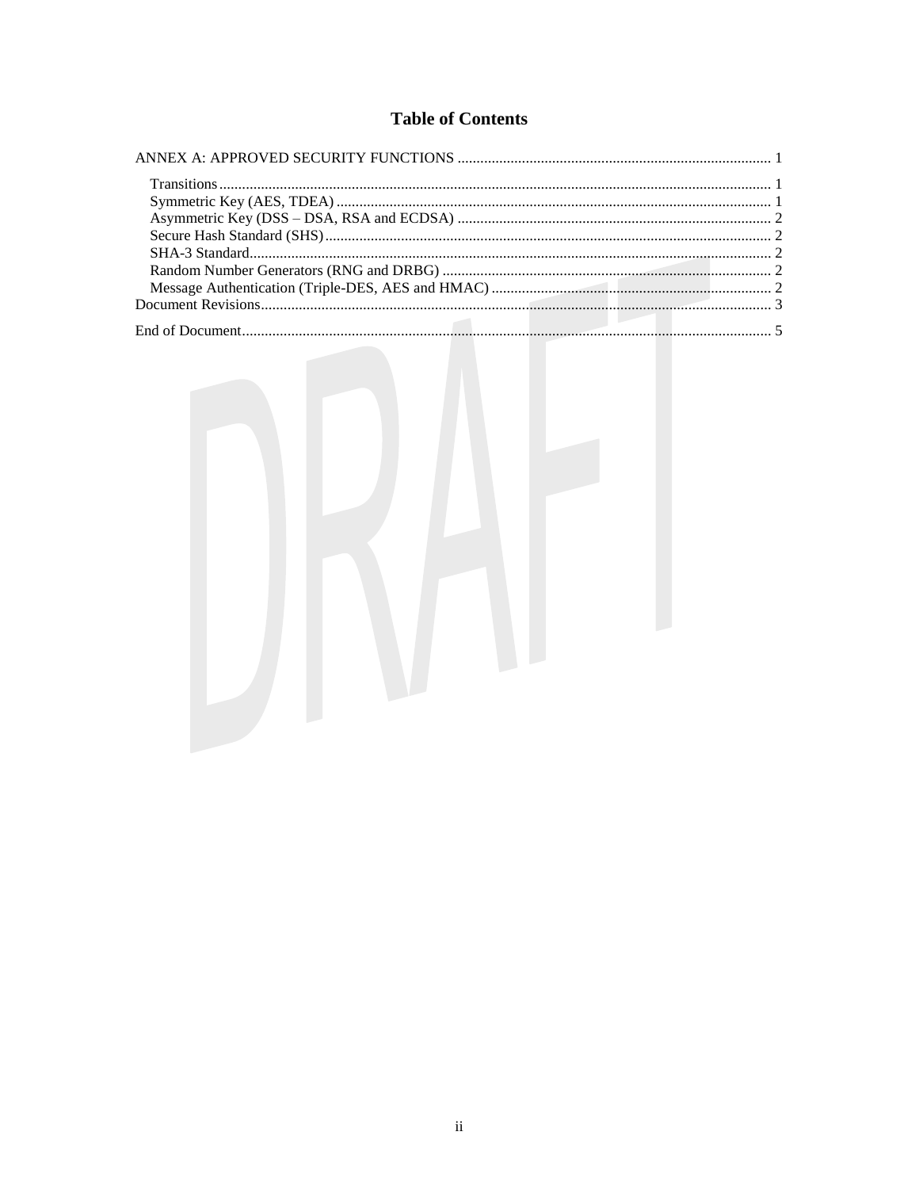# Table of Contents

ANNEX A: APPROVED SECURITY FUNCTIONS ..... 1

- Transitions ..... 1
- Symmetric Key (AES, TDEA) ..... 1
- Asymmetric Key (DSS – DSA, RSA and ECDSA) ..... 2
- Secure Hash Standard (SHS) ..... 2
- SHA-3 Standard ..... 2
- Random Number Generators (RNG and DRBG) ..... 2
- Message Authentication (Triple-DES, AES and HMAC) ..... 2

Document Revisions ..... 3

End of Document ..... 5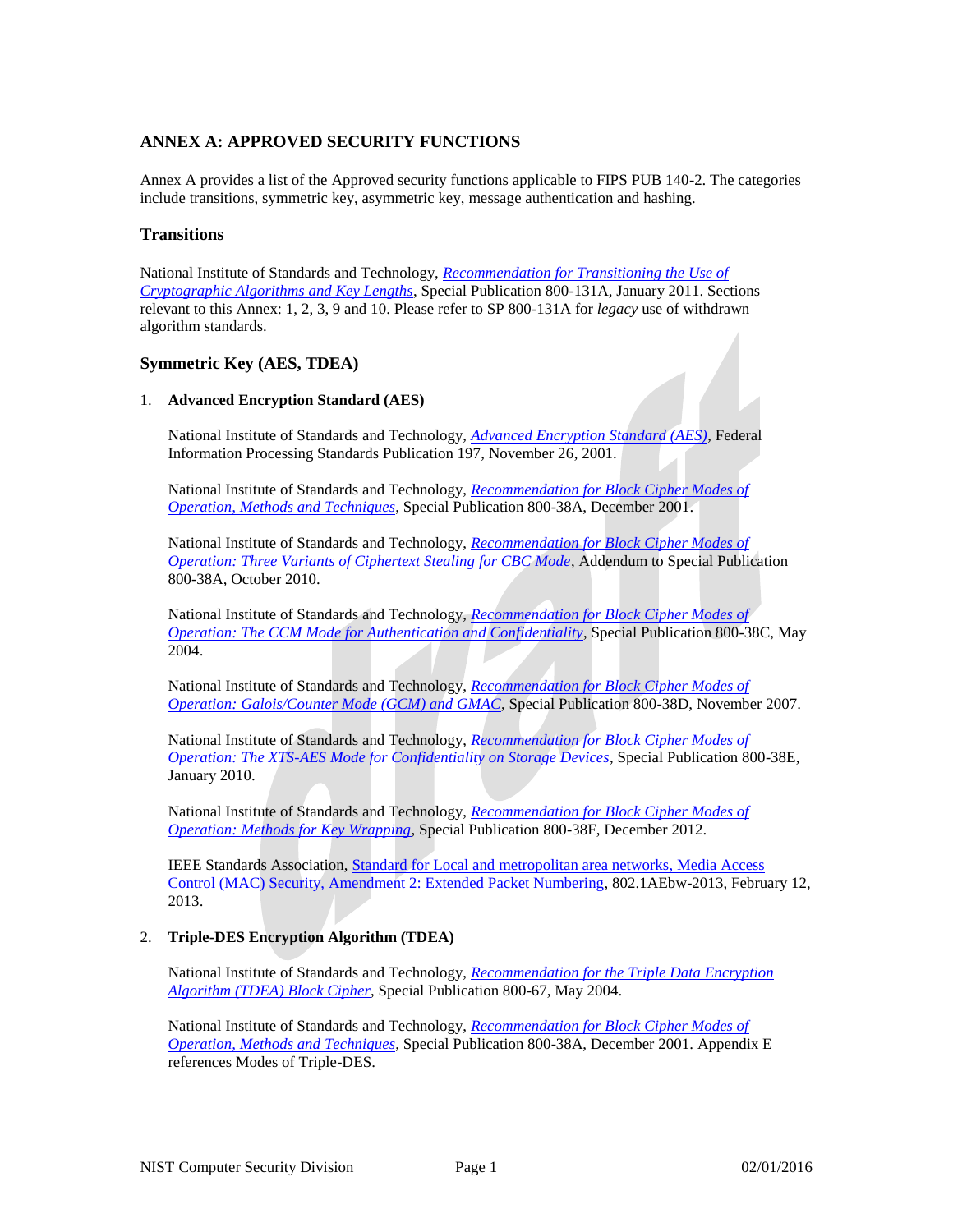## ANNEX A: APPROVED SECURITY FUNCTIONS

Annex A provides a list of the Approved security functions applicable to FIPS PUB 140-2. The categories include transitions, symmetric key, asymmetric key, message authentication and hashing.

### Transitions

National Institute of Standards and Technology, *Recommendation for Transitioning the Use of Cryptographic Algorithms and Key Lengths*, Special Publication 800-131A, January 2011. Sections relevant to this Annex: 1, 2, 3, 9 and 10. Please refer to SP 800-131A for *legacy* use of withdrawn algorithm standards.

### Symmetric Key (AES, TDEA)

1. **Advanced Encryption Standard (AES)**

   National Institute of Standards and Technology, *Advanced Encryption Standard (AES)*, Federal Information Processing Standards Publication 197, November 26, 2001.

   National Institute of Standards and Technology, *Recommendation for Block Cipher Modes of Operation, Methods and Techniques*, Special Publication 800-38A, December 2001.

   National Institute of Standards and Technology, *Recommendation for Block Cipher Modes of Operation: Three Variants of Ciphertext Stealing for CBC Mode*, Addendum to Special Publication 800-38A, October 2010.

   National Institute of Standards and Technology, *Recommendation for Block Cipher Modes of Operation: The CCM Mode for Authentication and Confidentiality*, Special Publication 800-38C, May 2004.

   National Institute of Standards and Technology, *Recommendation for Block Cipher Modes of Operation: Galois/Counter Mode (GCM) and GMAC*, Special Publication 800-38D, November 2007.

   National Institute of Standards and Technology, *Recommendation for Block Cipher Modes of Operation: The XTS-AES Mode for Confidentiality on Storage Devices*, Special Publication 800-38E, January 2010.

   National Institute of Standards and Technology, *Recommendation for Block Cipher Modes of Operation: Methods for Key Wrapping*, Special Publication 800-38F, December 2012.

   IEEE Standards Association, Standard for Local and metropolitan area networks, Media Access Control (MAC) Security, Amendment 2: Extended Packet Numbering, 802.1AEbw-2013, February 12, 2013.

2. **Triple-DES Encryption Algorithm (TDEA)**

   National Institute of Standards and Technology, *Recommendation for the Triple Data Encryption Algorithm (TDEA) Block Cipher*, Special Publication 800-67, May 2004.

   National Institute of Standards and Technology, *Recommendation for Block Cipher Modes of Operation, Methods and Techniques*, Special Publication 800-38A, December 2001. Appendix E references Modes of Triple-DES.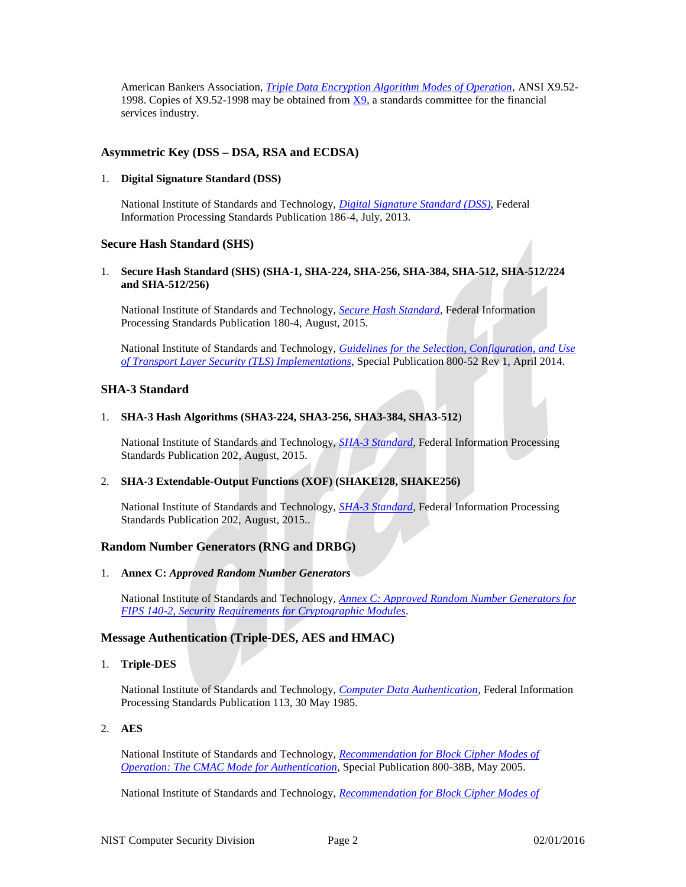American Bankers Association, *Triple Data Encryption Algorithm Modes of Operation*, ANSI X9.52-1998. Copies of X9.52-1998 may be obtained from X9, a standards committee for the financial services industry.

### Asymmetric Key (DSS – DSA, RSA and ECDSA)

1. **Digital Signature Standard (DSS)**

   National Institute of Standards and Technology, *Digital Signature Standard (DSS)*, Federal Information Processing Standards Publication 186-4, July, 2013.

### Secure Hash Standard (SHS)

1. **Secure Hash Standard (SHS) (SHA-1, SHA-224, SHA-256, SHA-384, SHA-512, SHA-512/224 and SHA-512/256)**

   National Institute of Standards and Technology, *Secure Hash Standard*, Federal Information Processing Standards Publication 180-4, August, 2015.

   National Institute of Standards and Technology, *Guidelines for the Selection, Configuration, and Use of Transport Layer Security (TLS) Implementations*, Special Publication 800-52 Rev 1, April 2014.

### SHA-3 Standard

1. **SHA-3 Hash Algorithms (SHA3-224, SHA3-256, SHA3-384, SHA3-512**)

   National Institute of Standards and Technology, *SHA-3 Standard*, Federal Information Processing Standards Publication 202, August, 2015.

2. **SHA-3 Extendable-Output Functions (XOF) (SHAKE128, SHAKE256)**

   National Institute of Standards and Technology, *SHA-3 Standard*, Federal Information Processing Standards Publication 202, August, 2015..

### Random Number Generators (RNG and DRBG)

1. **Annex C:** ***Approved Random Number Generators***

   National Institute of Standards and Technology, *Annex C: Approved Random Number Generators for FIPS 140-2, Security Requirements for Cryptographic Modules*.

### Message Authentication (Triple-DES, AES and HMAC)

1. **Triple-DES**

   National Institute of Standards and Technology, *Computer Data Authentication*, Federal Information Processing Standards Publication 113, 30 May 1985.

2. **AES**

   National Institute of Standards and Technology, *Recommendation for Block Cipher Modes of Operation: The CMAC Mode for Authentication*, Special Publication 800-38B, May 2005.

   National Institute of Standards and Technology, *Recommendation for Block Cipher Modes of*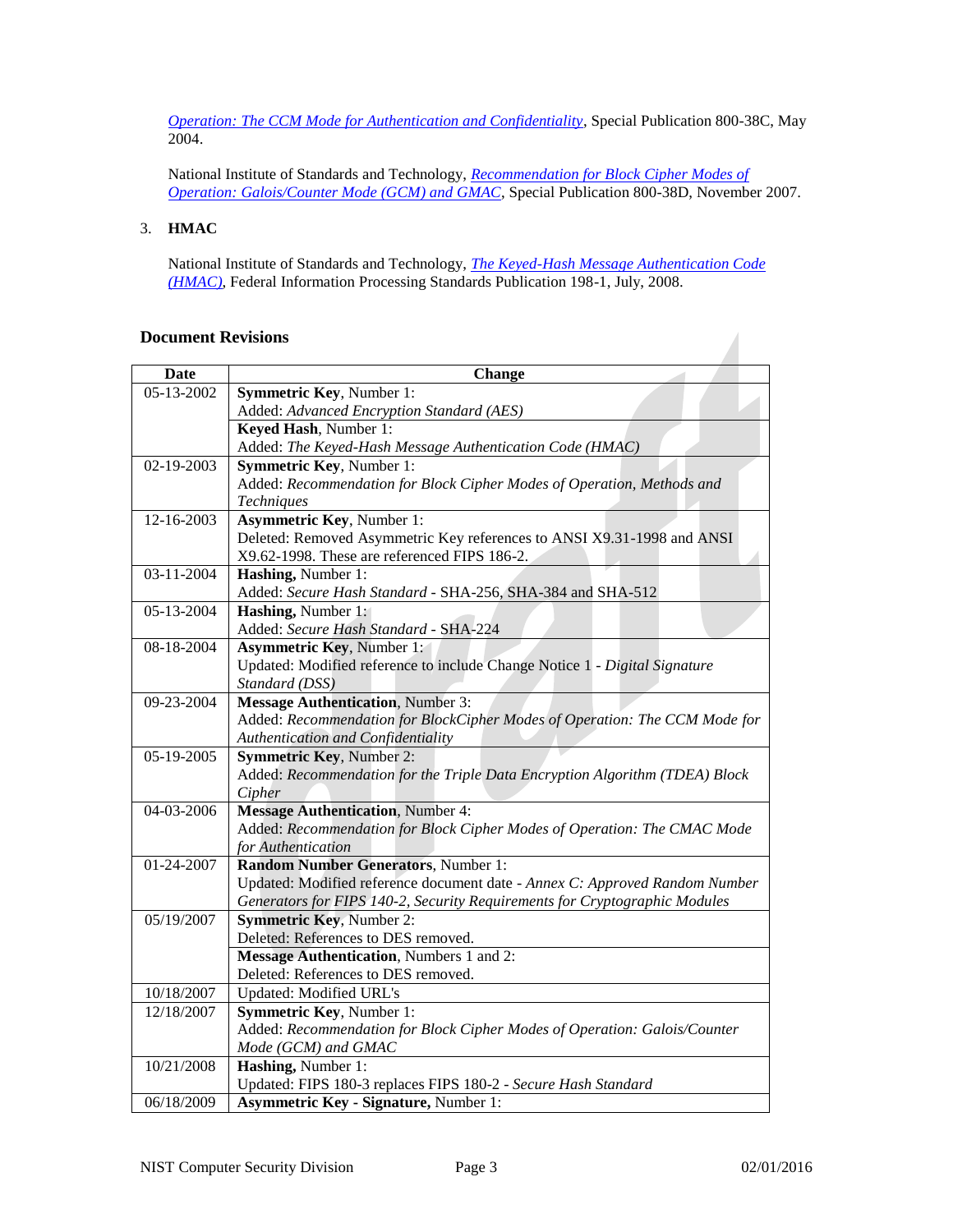*Operation: The CCM Mode for Authentication and Confidentiality*, Special Publication 800-38C, May 2004.

National Institute of Standards and Technology, *Recommendation for Block Cipher Modes of Operation: Galois/Counter Mode (GCM) and GMAC*, Special Publication 800-38D, November 2007.

3. **HMAC**

National Institute of Standards and Technology, *The Keyed-Hash Message Authentication Code (HMAC)*, Federal Information Processing Standards Publication 198-1, July, 2008.

### Document Revisions

| Date | Change |
|---|---|
| 05-13-2002 | **Symmetric Key**, Number 1:<br>Added: *Advanced Encryption Standard (AES)* |
| | **Keyed Hash**, Number 1:<br>Added: *The Keyed-Hash Message Authentication Code (HMAC)* |
| 02-19-2003 | **Symmetric Key**, Number 1:<br>Added: *Recommendation for Block Cipher Modes of Operation, Methods and Techniques* |
| 12-16-2003 | **Asymmetric Key**, Number 1:<br>Deleted: Removed Asymmetric Key references to ANSI X9.31-1998 and ANSI X9.62-1998. These are referenced FIPS 186-2. |
| 03-11-2004 | **Hashing,** Number 1:<br>Added: *Secure Hash Standard* - SHA-256, SHA-384 and SHA-512 |
| 05-13-2004 | **Hashing,** Number 1:<br>Added: *Secure Hash Standard* - SHA-224 |
| 08-18-2004 | **Asymmetric Key**, Number 1:<br>Updated: Modified reference to include Change Notice 1 - *Digital Signature Standard (DSS)* |
| 09-23-2004 | **Message Authentication**, Number 3:<br>Added: *Recommendation for BlockCipher Modes of Operation: The CCM Mode for Authentication and Confidentiality* |
| 05-19-2005 | **Symmetric Key**, Number 2:<br>Added: *Recommendation for the Triple Data Encryption Algorithm (TDEA) Block Cipher* |
| 04-03-2006 | **Message Authentication**, Number 4:<br>Added: *Recommendation for Block Cipher Modes of Operation: The CMAC Mode for Authentication* |
| 01-24-2007 | **Random Number Generators**, Number 1:<br>Updated: Modified reference document date - *Annex C: Approved Random Number Generators for FIPS 140-2, Security Requirements for Cryptographic Modules* |
| 05/19/2007 | **Symmetric Key**, Number 2:<br>Deleted: References to DES removed. |
| | **Message Authentication**, Numbers 1 and 2:<br>Deleted: References to DES removed. |
| 10/18/2007 | Updated: Modified URL's |
| 12/18/2007 | **Symmetric Key**, Number 1:<br>Added: *Recommendation for Block Cipher Modes of Operation: Galois/Counter Mode (GCM) and GMAC* |
| 10/21/2008 | **Hashing,** Number 1:<br>Updated: FIPS 180-3 replaces FIPS 180-2 - *Secure Hash Standard* |
| 06/18/2009 | **Asymmetric Key - Signature,** Number 1: |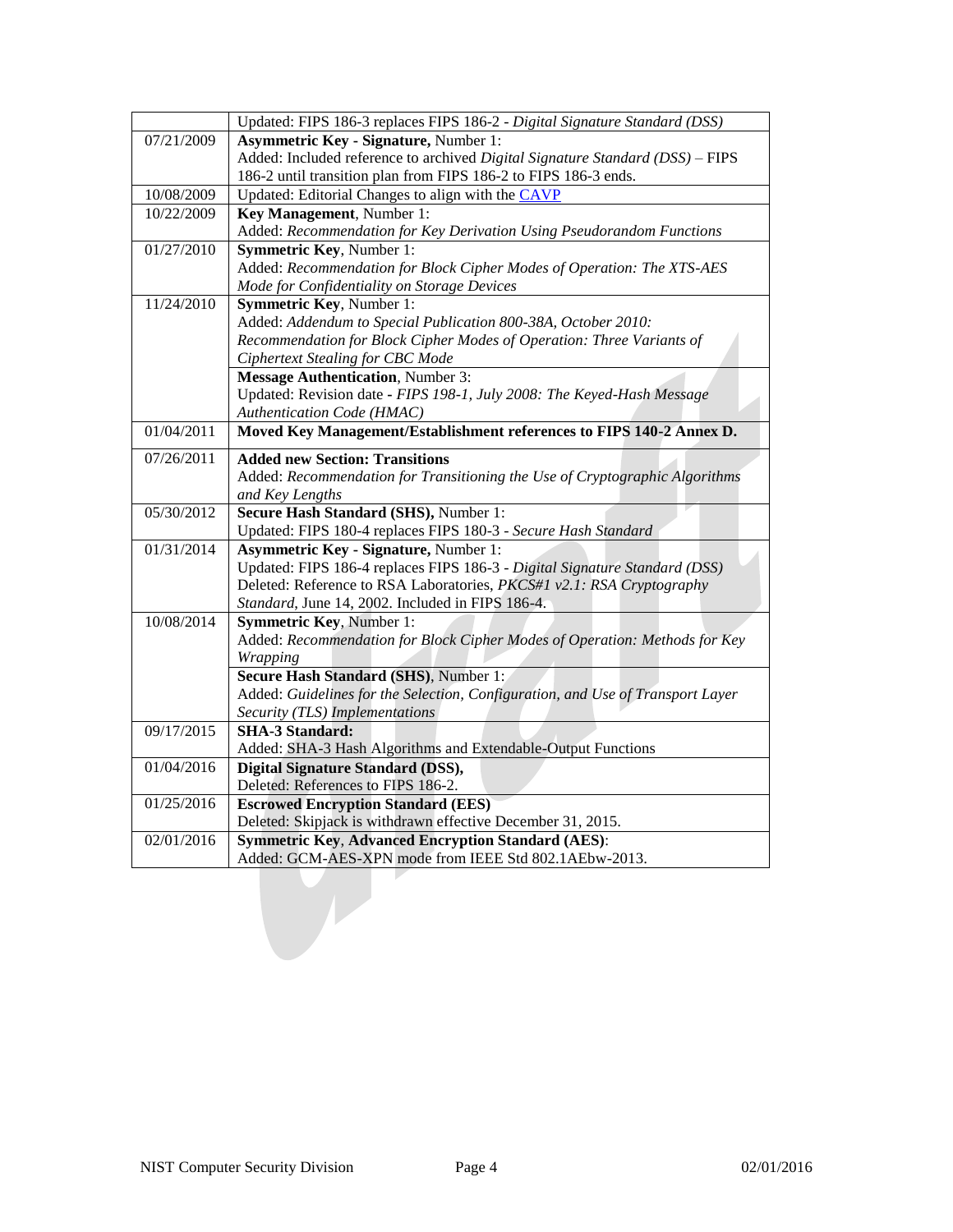| | |
|---|---|
| | Updated: FIPS 186-3 replaces FIPS 186-2 - *Digital Signature Standard (DSS)* |
| 07/21/2009 | **Asymmetric Key - Signature,** Number 1:<br>Added: Included reference to archived *Digital Signature Standard (DSS)* – FIPS 186-2 until transition plan from FIPS 186-2 to FIPS 186-3 ends. |
| 10/08/2009 | Updated: Editorial Changes to align with the CAVP |
| 10/22/2009 | **Key Management**, Number 1:<br>Added: *Recommendation for Key Derivation Using Pseudorandom Functions* |
| 01/27/2010 | **Symmetric Key**, Number 1:<br>Added: *Recommendation for Block Cipher Modes of Operation: The XTS-AES Mode for Confidentiality on Storage Devices* |
| 11/24/2010 | **Symmetric Key**, Number 1:<br>Added: *Addendum to Special Publication 800-38A, October 2010: Recommendation for Block Cipher Modes of Operation: Three Variants of Ciphertext Stealing for CBC Mode* |
| | **Message Authentication**, Number 3:<br>Updated: Revision date - *FIPS 198-1, July 2008: The Keyed-Hash Message Authentication Code (HMAC)* |
| 01/04/2011 | **Moved Key Management/Establishment references to FIPS 140-2 Annex D.** |
| 07/26/2011 | **Added new Section: Transitions**<br>Added: *Recommendation for Transitioning the Use of Cryptographic Algorithms and Key Lengths* |
| 05/30/2012 | **Secure Hash Standard (SHS),** Number 1:<br>Updated: FIPS 180-4 replaces FIPS 180-3 - *Secure Hash Standard* |
| 01/31/2014 | **Asymmetric Key - Signature,** Number 1:<br>Updated: FIPS 186-4 replaces FIPS 186-3 - *Digital Signature Standard (DSS)*<br>Deleted: Reference to RSA Laboratories, *PKCS#1 v2.1: RSA Cryptography Standard*, June 14, 2002. Included in FIPS 186-4. |
| 10/08/2014 | **Symmetric Key**, Number 1:<br>Added: *Recommendation for Block Cipher Modes of Operation: Methods for Key Wrapping* |
| | **Secure Hash Standard (SHS)**, Number 1:<br>Added: *Guidelines for the Selection, Configuration, and Use of Transport Layer Security (TLS) Implementations* |
| 09/17/2015 | **SHA-3 Standard:**<br>Added: SHA-3 Hash Algorithms and Extendable-Output Functions |
| 01/04/2016 | **Digital Signature Standard (DSS),**<br>Deleted: References to FIPS 186-2. |
| 01/25/2016 | **Escrowed Encryption Standard (EES)**<br>Deleted: Skipjack is withdrawn effective December 31, 2015. |
| 02/01/2016 | **Symmetric Key**, **Advanced Encryption Standard (AES)**:<br>Added: GCM-AES-XPN mode from IEEE Std 802.1AEbw-2013. |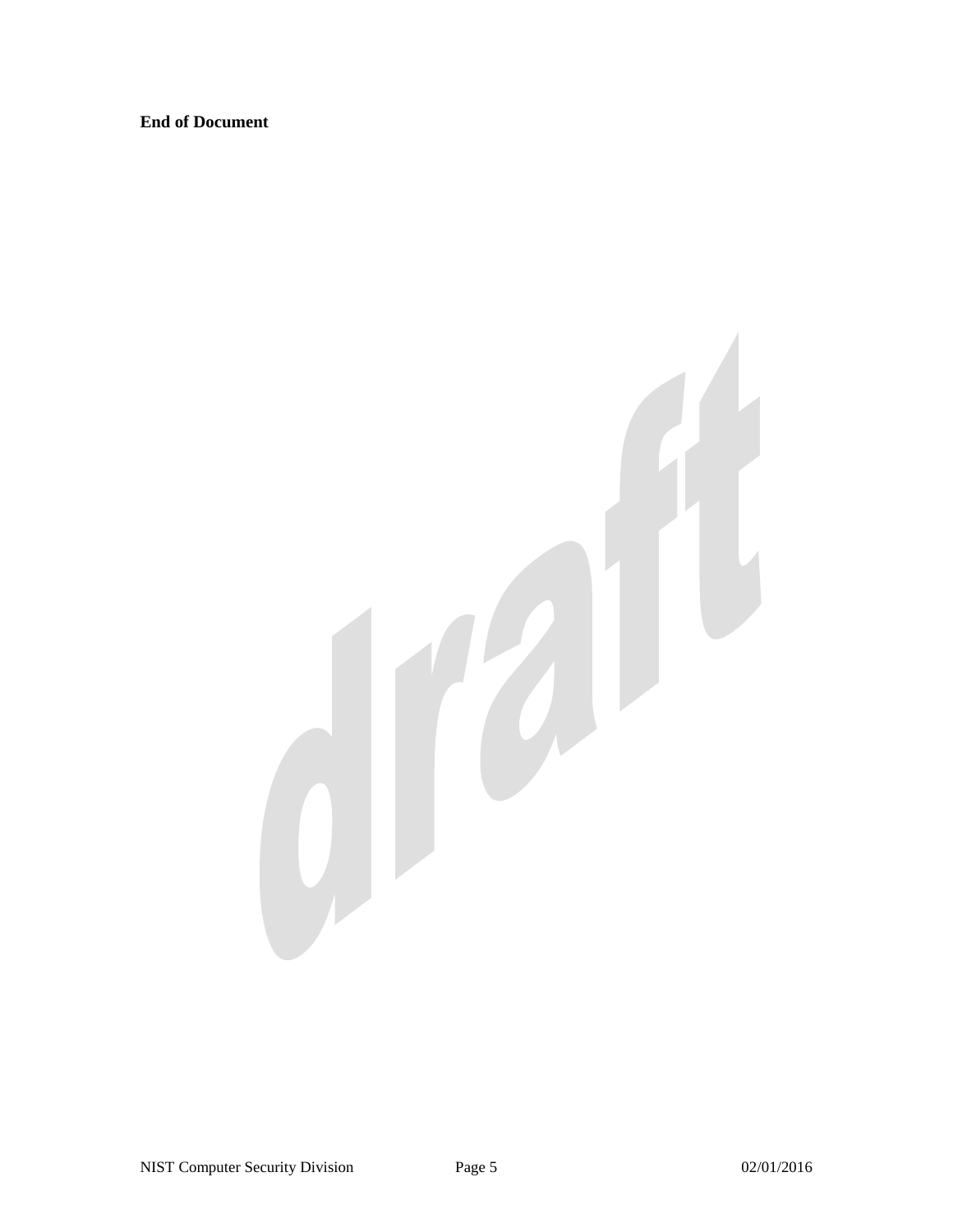**End of Document**